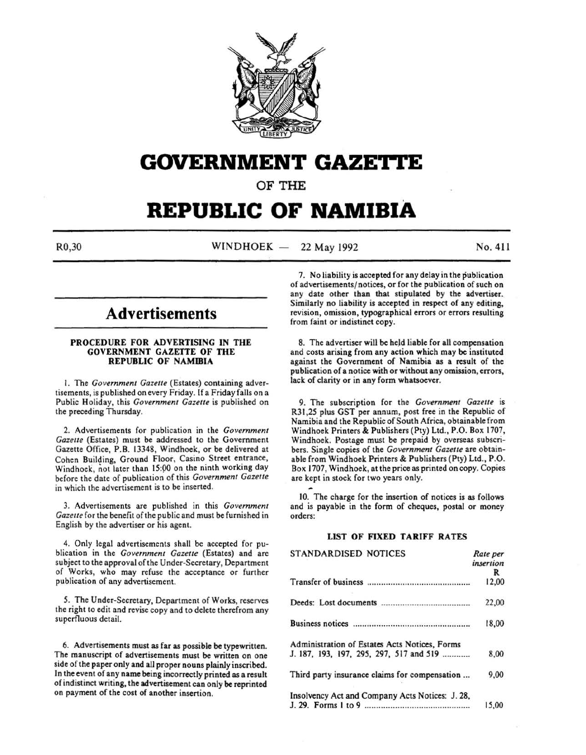# GOVERNMENT GAZETTE

OF THE

# REPUBLIC OF NAMIBIA

R0,30 WINDHOEK — 22 May 1992 No. 411

## Advertisements

### PROCEDURE FOR ADVERTISING IN THE GOVERNMENT GAZETTE OF THE REPUBLIC OF NAMIBIA

1. The *Government Gazette* (Estates) containing advertisements, is published on every Friday. If a Friday falls on a Public Holiday, this *Government Gazette* is published on the preceding Thursday.

2. Advertisements for publication in the *Government Gazette* (Estates) must be addressed to the Government Gazette Office, P.B. 13348, Windhoek, or be delivered at Cohen Building, Ground Floor, Casino Street entrance, Windhoek, not later than 15:00 on the ninth working day before the date of publication of this *Government Gazette* in which the advertisement is to be inserted.

3. Advertisements are published in this *Government Gazette* for the benefit of the public and must be furnished in English by the advertiser or his agent.

4. Only legal advertisements shall be accepted for publication in the *Government Gazette* (Estates) and are subject to the approval of the Under-Secretary, Department of Works, who may refuse the acceptance or further publication of any advertisement.

5. The Under-Secretary, Department of Works, reserves the right to edit and revise copy and to delete therefrom any superfluous detail.

6. Advertisements must as far as possible be typewritten. The manuscript of advertisements must be written on one side of the paper only and all proper nouns plainly inscribed. In the event of any name being incorrectly printed as a result of indistinct writing, the advertisement can only be reprinted on payment of the cost of another insertion.

7. No liability is accepted for any delay in the publication of advertisements/notices, or for the publication of such on any date other than that stipulated by the advertiser. Similarly no liability is accepted in respect of any editing, revision, omission, typographical errors or errors resulting from faint or indistinct copy.

8. The advertiser will be held liable for all compensation and costs arising from any action which may be instituted against the Government of Namibia as a result of the publication of a notice with or without any omission, errors, lack of clarity or in any form whatsoever.

9. The subscription for the *Government Gazette* is R31,25 plus GST per annum, post free in the Republic of Namibia and the Republic of South Africa, obtainable from Windhoek Printers & Publishers (Pty) Ltd., P.O. Box 1707, Windhoek. Postage must be prepaid by overseas subscribers. Single copies of the *Government Gazette* are obtainable from Windhoek Printers & Publishers (Pty) Ltd., P.O. Box 1707, Windhoek, at the price as printed on copy. Copies are kept in stock for two years only.

10. The charge for the insertion of notices is as follows and is payable in the form of cheques, postal or money orders:

### LIST OF FIXED TARIFF RATES

| STANDARDISED NOTICES | *Rate per insertion* R |
|---|---|
| Transfer of business | 12,00 |
| Deeds: Lost documents | 22,00 |
| Business notices | 18,00 |
| Administration of Estates Acts Notices, Forms J. 187, 193, 197, 295, 297, 517 and 519 | 8,00 |
| Third party insurance claims for compensation ... | 9,00 |
| Insolvency Act and Company Acts Notices: J. 28, J. 29. Forms 1 to 9 | 15,00 |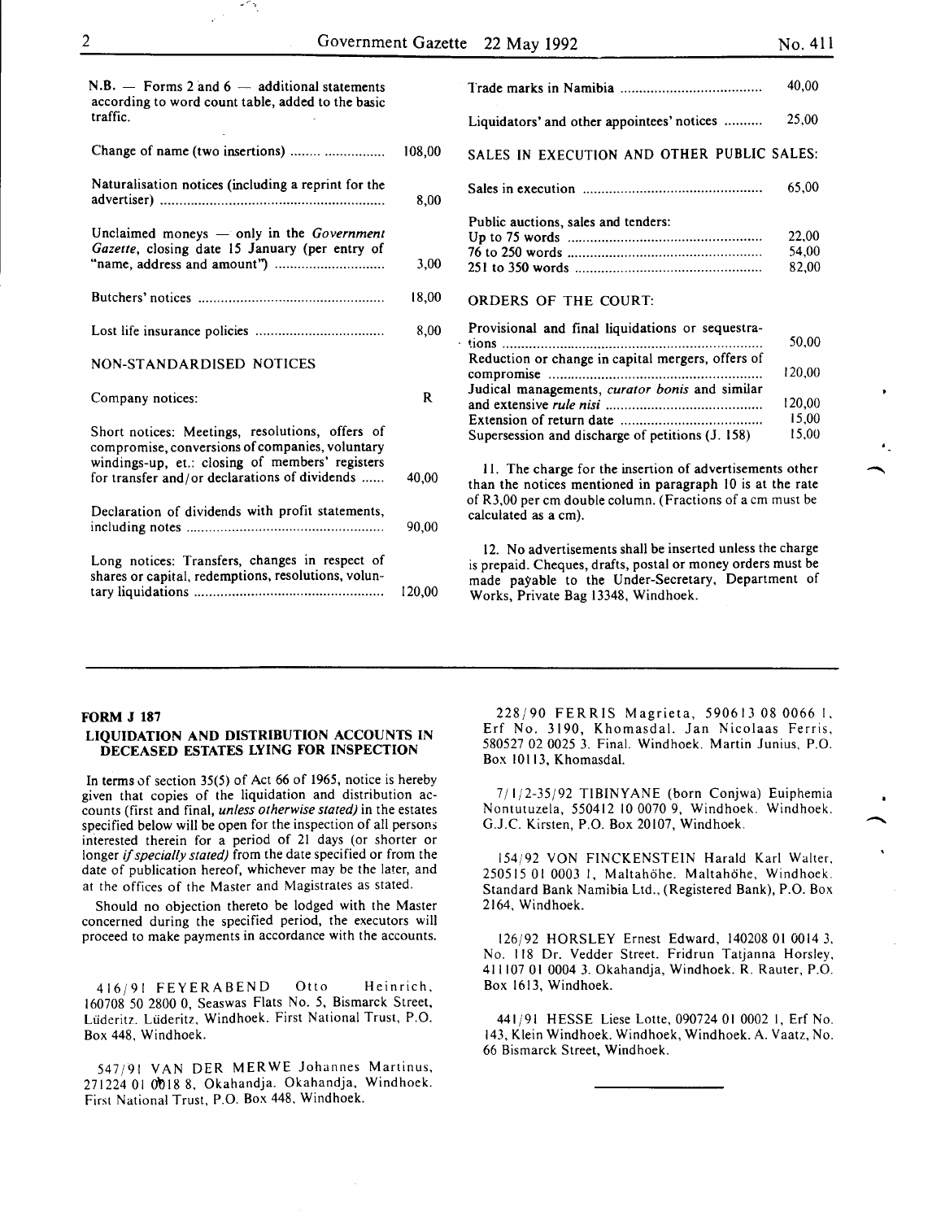N.B. — Forms 2 and 6 — additional statements according to word count table, added to the basic traffic.

| | |
|---|---|
| Change of name (two insertions) | 108,00 |
| Naturalisation notices (including a reprint for the advertiser) | 8,00 |
| Unclaimed moneys — only in the *Government Gazette*, closing date 15 January (per entry of "name, address and amount") | 3,00 |
| Butchers' notices | 18,00 |
| Lost life insurance policies | 8,00 |

NON-STANDARDISED NOTICES

| | |
|---|---|
| Company notices: | R |
| Short notices: Meetings, resolutions, offers of compromise, conversions of companies, voluntary windings-up, et.: closing of members' registers for transfer and/or declarations of dividends | 40,00 |
| Declaration of dividends with profit statements, including notes | 90,00 |
| Long notices: Transfers, changes in respect of shares or capital, redemptions, resolutions, voluntary liquidations | 120,00 |
| Trade marks in Namibia | 40,00 |
| Liquidators' and other appointees' notices | 25,00 |

SALES IN EXECUTION AND OTHER PUBLIC SALES:

| | |
|---|---|
| Sales in execution | 65,00 |
| Public auctions, sales and tenders: | |
| Up to 75 words | 22,00 |
| 76 to 250 words | 54,00 |
| 251 to 350 words | 82,00 |

ORDERS OF THE COURT:

| | |
|---|---|
| Provisional and final liquidations or sequestrations | 50,00 |
| Reduction or change in capital mergers, offers of compromise | 120,00 |
| Judical managements, *curator bonis* and similar and extensive *rule nisi* | 120,00 |
| Extension of return date | 15,00 |
| Supersession and discharge of petitions (J. 158) | 15,00 |

11. The charge for the insertion of advertisements other than the notices mentioned in paragraph 10 is at the rate of R3,00 per cm double column. (Fractions of a cm must be calculated as a cm).

12. No advertisements shall be inserted unless the charge is prepaid. Cheques, drafts, postal or money orders must be made payable to the Under-Secretary, Department of Works, Private Bag 13348, Windhoek.

---

**FORM J 187**

**LIQUIDATION AND DISTRIBUTION ACCOUNTS IN DECEASED ESTATES LYING FOR INSPECTION**

In terms of section 35(5) of Act 66 of 1965, notice is hereby given that copies of the liquidation and distribution accounts (first and final, *unless otherwise stated)* in the estates specified below will be open for the inspection of all persons interested therein for a period of 21 days (or shorter or longer *if specially stated)* from the date specified or from the date of publication hereof, whichever may be the later, and at the offices of the Master and Magistrates as stated.

Should no objection thereto be lodged with the Master concerned during the specified period, the executors will proceed to make payments in accordance with the accounts.

416/91 FEYERABEND Otto Heinrich, 160708 50 2800 0, Seaswas Flats No. 5, Bismarck Street, Lüderitz. Lüderitz, Windhoek. First National Trust, P.O. Box 448, Windhoek.

547/91 VAN DER MERWE Johannes Martinus, 271224 01 0018 8, Okahandja. Okahandja, Windhoek. First National Trust, P.O. Box 448, Windhoek.

228/90 FERRIS Magrieta, 590613 08 0066 1, Erf No. 3190, Khomasdal. Jan Nicolaas Ferris, 580527 02 0025 3. Final. Windhoek. Martin Junius, P.O. Box 10113, Khomasdal.

7/1/2-35/92 TIBINYANE (born Conjwa) Euiphemia Nontutuzela, 550412 10 0070 9, Windhoek. Windhoek. G.J.C. Kirsten, P.O. Box 20107, Windhoek.

154/92 VON FINCKENSTEIN Harald Karl Walter, 250515 01 0003 1, Maltahöhe. Maltahöhe, Windhoek. Standard Bank Namibia Ltd., (Registered Bank), P.O. Box 2164, Windhoek.

126/92 HORSLEY Ernest Edward, 140208 01 0014 3, No. 118 Dr. Vedder Street. Fridrun Tatjanna Horsley, 411107 01 0004 3. Okahandja, Windhoek. R. Rauter, P.O. Box 1613, Windhoek.

441/91 HESSE Liese Lotte, 090724 01 0002 1, Erf No. 143, Klein Windhoek. Windhoek, Windhoek. A. Vaatz, No. 66 Bismarck Street, Windhoek.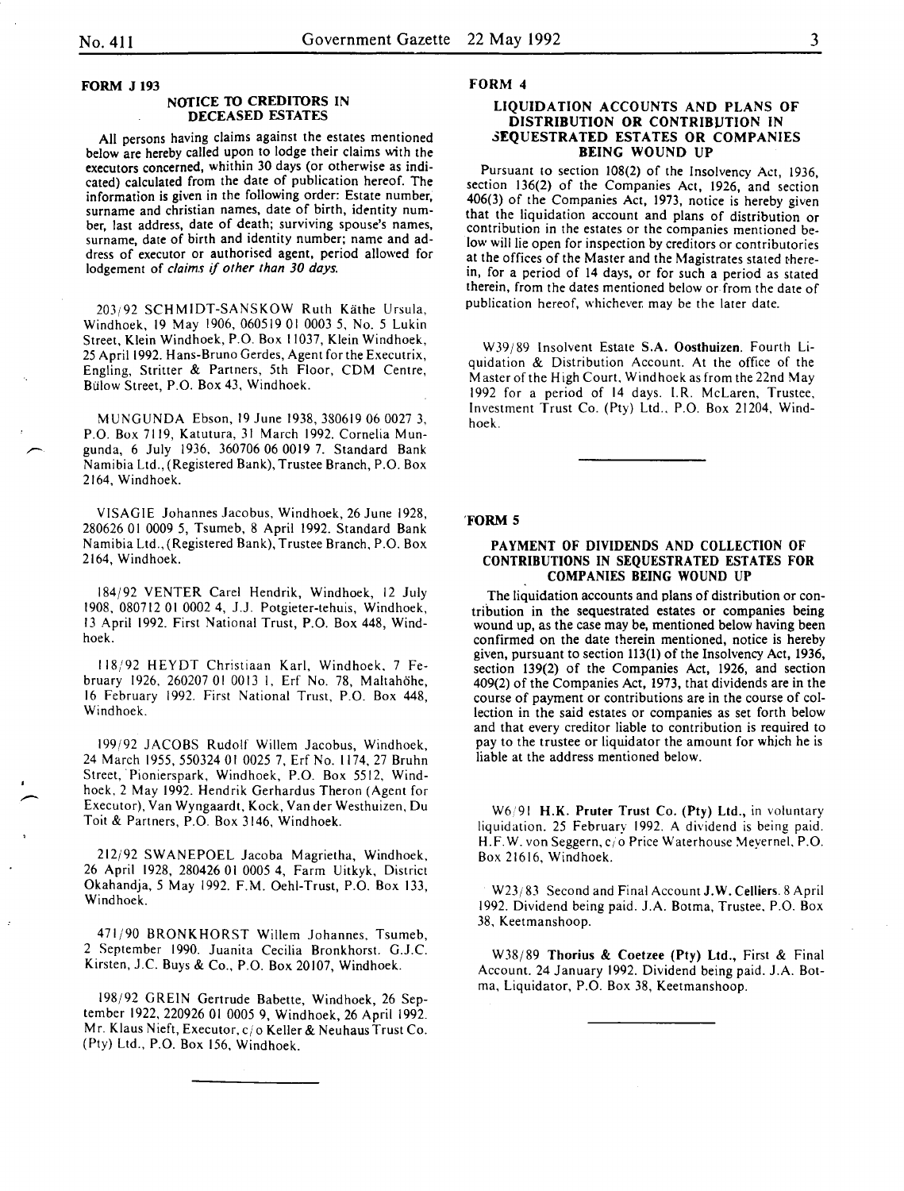## FORM J 193

### NOTICE TO CREDITORS IN DECEASED ESTATES

All persons having claims against the estates mentioned below are hereby called upon to lodge their claims with the executors concerned, whithin 30 days (or otherwise as indicated) calculated from the date of publication hereof. The information is given in the following order: Estate number, surname and christian names, date of birth, identity number, last address, date of death; surviving spouse's names, surname, date of birth and identity number; name and address of executor or authorised agent, period allowed for lodgement of *claims if other than 30 days.*

203/92 SCHMIDT-SANSKOW Ruth Käthe Ursula, Windhoek, 19 May 1906, 060519 01 0003 5, No. 5 Lukin Street, Klein Windhoek, P.O. Box 11037, Klein Windhoek, 25 April 1992. Hans-Bruno Gerdes, Agent for the Executrix, Engling, Stritter & Partners, 5th Floor, CDM Centre, Bülow Street, P.O. Box 43, Windhoek.

MUNGUNDA Ebson, 19 June 1938, 380619 06 0027 3, P.O. Box 7119, Katutura, 31 March 1992. Cornelia Mungunda, 6 July 1936, 360706 06 0019 7. Standard Bank Namibia Ltd., (Registered Bank), Trustee Branch, P.O. Box 2164, Windhoek.

VISAGIE Johannes Jacobus, Windhoek, 26 June 1928, 280626 01 0009 5, Tsumeb, 8 April 1992. Standard Bank Namibia Ltd., (Registered Bank), Trustee Branch, P.O. Box 2164, Windhoek.

184/92 VENTER Carel Hendrik, Windhoek, 12 July 1908, 080712 01 0002 4, J.J. Potgieter-tehuis, Windhoek, 13 April 1992. First National Trust, P.O. Box 448, Windhoek.

118/92 HEYDT Christiaan Karl, Windhoek, 7 February 1926, 260207 01 0013 1, Erf No. 78, Maltahöhe, 16 February 1992. First National Trust, P.O. Box 448, Windhoek.

199/92 JACOBS Rudolf Willem Jacobus, Windhoek, 24 March 1955, 550324 01 0025 7, Erf No. 1174, 27 Bruhn Street, Pionierspark, Windhoek, P.O. Box 5512, Windhoek, 2 May 1992. Hendrik Gerhardus Theron (Agent for Executor), Van Wyngaardt, Kock, Van der Westhuizen, Du Toit & Partners, P.O. Box 3146, Windhoek.

212/92 SWANEPOEL Jacoba Magrietha, Windhoek, 26 April 1928, 280426 01 0005 4, Farm Uitkyk, District Okahandja, 5 May 1992. F.M. Oehl-Trust, P.O. Box 133, Windhoek.

471/90 BRONKHORST Willem Johannes, Tsumeb, 2 September 1990. Juanita Cecilia Bronkhorst. G.J.C. Kirsten, J.C. Buys & Co., P.O. Box 20107, Windhoek.

198/92 GREIN Gertrude Babette, Windhoek, 26 September 1922, 220926 01 0005 9, Windhoek, 26 April 1992. Mr. Klaus Nieft, Executor, c/o Keller & Neuhaus Trust Co. (Pty) Ltd., P.O. Box 156, Windhoek.

---

## FORM 4

### LIQUIDATION ACCOUNTS AND PLANS OF DISTRIBUTION OR CONTRIBUTION IN SEQUESTRATED ESTATES OR COMPANIES BEING WOUND UP

Pursuant to section 108(2) of the Insolvency Act, 1936, section 136(2) of the Companies Act, 1926, and section 406(3) of the Companies Act, 1973, notice is hereby given that the liquidation account and plans of distribution or contribution in the estates or the companies mentioned below will lie open for inspection by creditors or contributories at the offices of the Master and the Magistrates stated therein, for a period of 14 days, or for such a period as stated therein, from the dates mentioned below or from the date of publication hereof, whichever may be the later date.

W39/89 Insolvent Estate S.A. **Oosthuizen**. Fourth Liquidation & Distribution Account. At the office of the Master of the High Court, Windhoek as from the 22nd May 1992 for a period of 14 days. I.R. McLaren, Trustee, Investment Trust Co. (Pty) Ltd., P.O. Box 21204, Windhoek.

---

## FORM 5

### PAYMENT OF DIVIDENDS AND COLLECTION OF CONTRIBUTIONS IN SEQUESTRATED ESTATES FOR COMPANIES BEING WOUND UP

The liquidation accounts and plans of distribution or contribution in the sequestrated estates or companies being wound up, as the case may be, mentioned below having been confirmed on the date therein mentioned, notice is hereby given, pursuant to section 113(1) of the Insolvency Act, 1936, section 139(2) of the Companies Act, 1926, and section 409(2) of the Companies Act, 1973, that dividends are in the course of payment or contributions are in the course of collection in the said estates or companies as set forth below and that every creditor liable to contribution is required to pay to the trustee or liquidator the amount for which he is liable at the address mentioned below.

W6/91 **H.K. Pruter Trust Co. (Pty) Ltd.**, in voluntary liquidation. 25 February 1992. A dividend is being paid. H.F.W. von Seggern, c/o Price Waterhouse Meyernel, P.O. Box 21616, Windhoek.

W23/83 Second and Final Account **J.W. Celliers**. 8 April 1992. Dividend being paid. J.A. Botma, Trustee, P.O. Box 38, Keetmanshoop.

W38/89 **Thorius & Coetzee (Pty) Ltd.**, First & Final Account. 24 January 1992. Dividend being paid. J.A. Botma, Liquidator, P.O. Box 38, Keetmanshoop.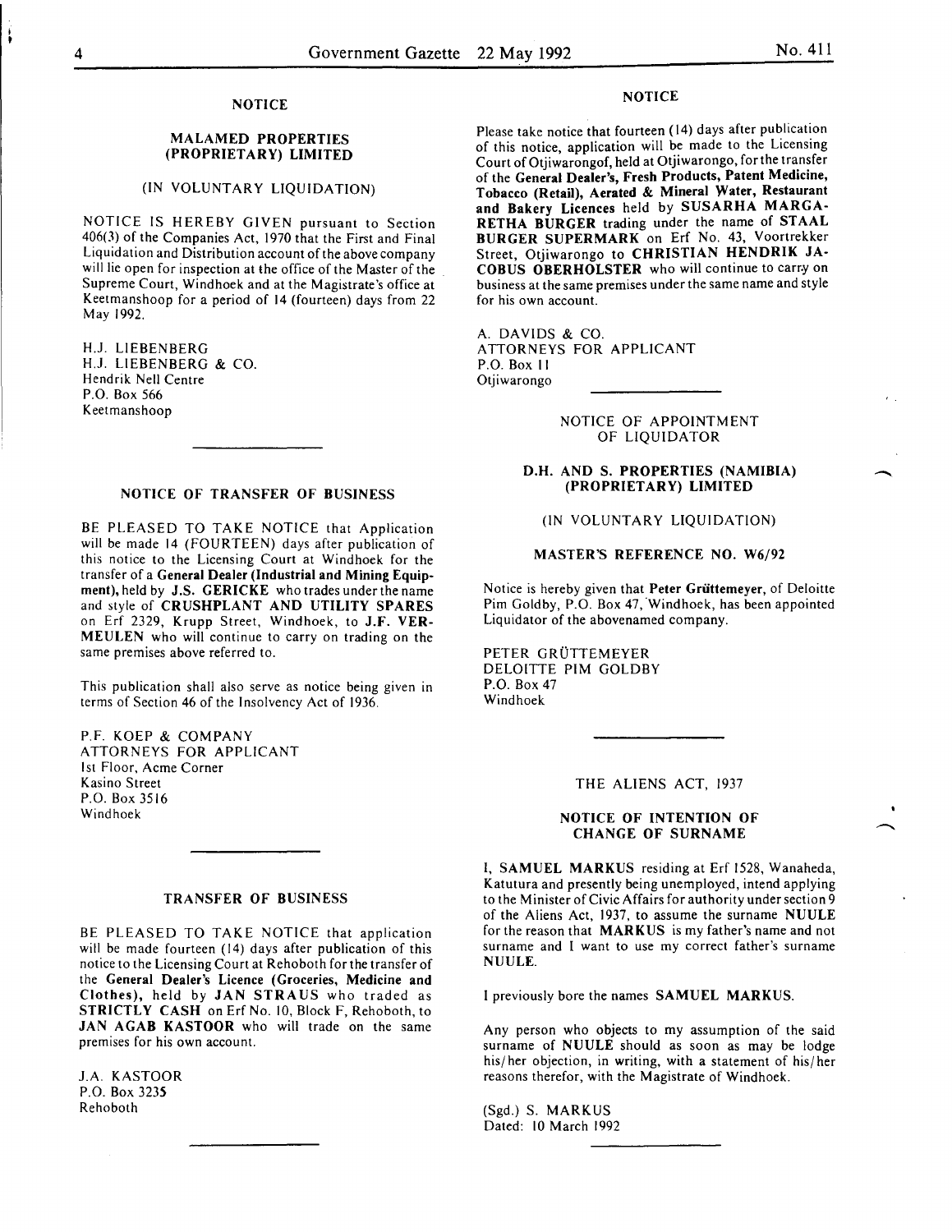## NOTICE

### MALAMED PROPERTIES (PROPRIETARY) LIMITED

(IN VOLUNTARY LIQUIDATION)

NOTICE IS HEREBY GIVEN pursuant to Section 406(3) of the Companies Act, 1970 that the First and Final Liquidation and Distribution account of the above company will lie open for inspection at the office of the Master of the Supreme Court, Windhoek and at the Magistrate's office at Keetmanshoop for a period of 14 (fourteen) days from 22 May 1992.

H.J. LIEBENBERG
H.J. LIEBENBERG & CO.
Hendrik Nell Centre
P.O. Box 566
Keetmanshoop

## NOTICE OF TRANSFER OF BUSINESS

BE PLEASED TO TAKE NOTICE that Application will be made 14 (FOURTEEN) days after publication of this notice to the Licensing Court at Windhoek for the transfer of a **General Dealer (Industrial and Mining Equipment),** held by **J.S. GERICKE** who trades under the name and style of **CRUSHPLANT AND UTILITY SPARES** on Erf 2329, Krupp Street, Windhoek, to **J.F. VERMEULEN** who will continue to carry on trading on the same premises above referred to.

This publication shall also serve as notice being given in terms of Section 46 of the Insolvency Act of 1936.

P.F. KOEP & COMPANY
ATTORNEYS FOR APPLICANT
1st Floor, Acme Corner
Kasino Street
P.O. Box 3516
Windhoek

## TRANSFER OF BUSINESS

BE PLEASED TO TAKE NOTICE that application will be made fourteen (14) days after publication of this notice to the Licensing Court at Rehoboth for the transfer of the **General Dealer's Licence (Groceries, Medicine and Clothes),** held by **JAN STRAUS** who traded as **STRICTLY CASH** on Erf No. 10, Block F, Rehoboth, to **JAN AGAB KASTOOR** who will trade on the same premises for his own account.

J.A. KASTOOR
P.O. Box 3235
Rehoboth

## NOTICE

Please take notice that fourteen (14) days after publication of this notice, application will be made to the Licensing Court of Otjiwarongof, held at Otjiwarongo, for the transfer of the **General Dealer's, Fresh Products, Patent Medicine, Tobacco (Retail), Aerated & Mineral Water, Restaurant and Bakery Licences** held by **SUSARHA MARGARETHA BURGER** trading under the name of **STAAL BURGER SUPERMARK** on Erf No. 43, Voortrekker Street, Otjiwarongo to **CHRISTIAN HENDRIK JACOBUS OBERHOLSTER** who will continue to carry on business at the same premises under the same name and style for his own account.

A. DAVIDS & CO.
ATTORNEYS FOR APPLICANT
P.O. Box 11
Otjiwarongo

## NOTICE OF APPOINTMENT OF LIQUIDATOR

### D.H. AND S. PROPERTIES (NAMIBIA) (PROPRIETARY) LIMITED

(IN VOLUNTARY LIQUIDATION)

**MASTER'S REFERENCE NO. W6/92**

Notice is hereby given that **Peter Grüttemeyer,** of Deloitte Pim Goldby, P.O. Box 47, Windhoek, has been appointed Liquidator of the abovenamed company.

PETER GRÜTTEMEYER
DELOITTE PIM GOLDBY
P.O. Box 47
Windhoek

## THE ALIENS ACT, 1937

### NOTICE OF INTENTION OF CHANGE OF SURNAME

I, **SAMUEL MARKUS** residing at Erf 1528, Wanaheda, Katutura and presently being unemployed, intend applying to the Minister of Civic Affairs for authority under section 9 of the Aliens Act, 1937, to assume the surname **NUULE** for the reason that **MARKUS** is my father's name and not surname and I want to use my correct father's surname **NUULE.**

I previously bore the names **SAMUEL MARKUS.**

Any person who objects to my assumption of the said surname of **NUULE** should as soon as may be lodge his/her objection, in writing, with a statement of his/her reasons therefor, with the Magistrate of Windhoek.

(Sgd.) S. MARKUS
Dated: 10 March 1992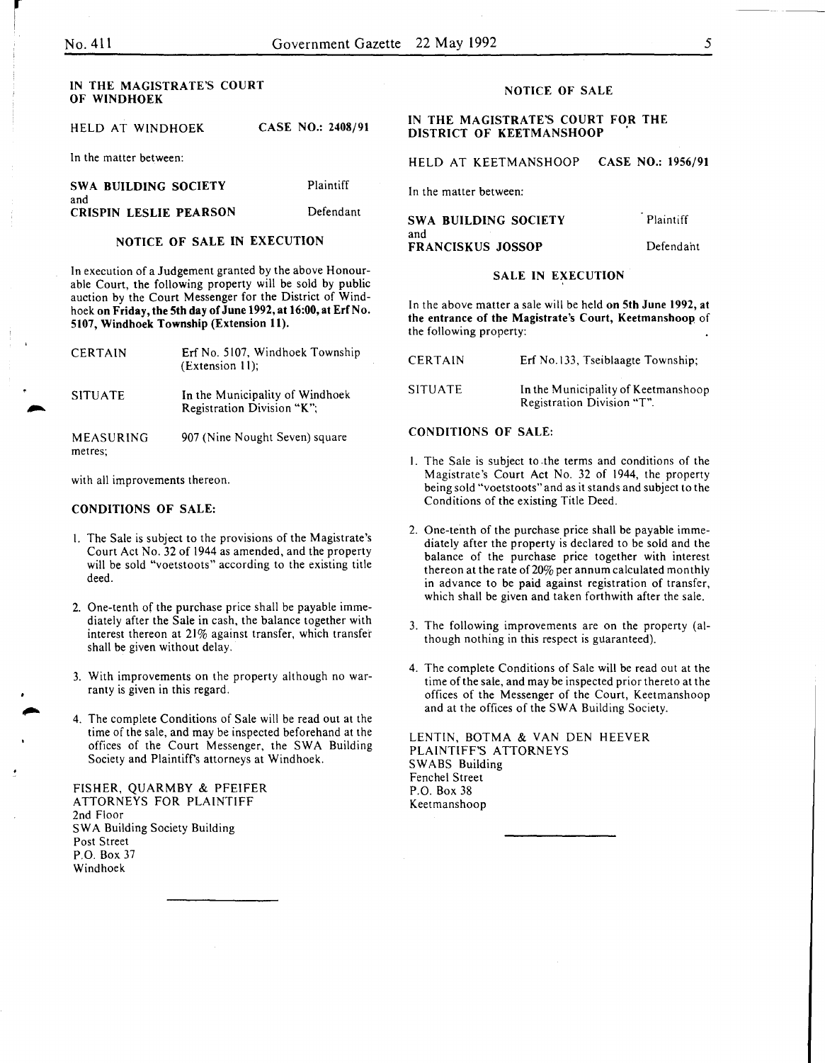IN THE MAGISTRATE'S COURT OF WINDHOEK

HELD AT WINDHOEK CASE NO.: 2408/91

In the matter between:

| | |
|---|---|
| **SWA BUILDING SOCIETY** | Plaintiff |
| and | |
| **CRISPIN LESLIE PEARSON** | Defendant |

### NOTICE OF SALE IN EXECUTION

In execution of a Judgement granted by the above Honourable Court, the following property will be sold by public auction by the Court Messenger for the District of Windhoek **on Friday, the 5th day of June 1992, at 16:00, at Erf No. 5107, Windhoek Township (Extension 11).**

| | |
|---|---|
| CERTAIN | Erf No. 5107, Windhoek Township (Extension 11); |
| SITUATE | In the Municipality of Windhoek Registration Division "K"; |
| MEASURING | 907 (Nine Nought Seven) square metres; |

with all improvements thereon.

**CONDITIONS OF SALE:**

1. The Sale is subject to the provisions of the Magistrate's Court Act No. 32 of 1944 as amended, and the property will be sold "voetstoots" according to the existing title deed.
2. One-tenth of the purchase price shall be payable immediately after the Sale in cash, the balance together with interest thereon at 21% against transfer, which transfer shall be given without delay.
3. With improvements on the property although no warranty is given in this regard.
4. The complete Conditions of Sale will be read out at the time of the sale, and may be inspected beforehand at the offices of the Court Messenger, the SWA Building Society and Plaintiff's attorneys at Windhoek.

FISHER, QUARMBY & PFEIFER
ATTORNEYS FOR PLAINTIFF
2nd Floor
SWA Building Society Building
Post Street
P.O. Box 37
Windhoek

---

### NOTICE OF SALE

IN THE MAGISTRATE'S COURT FOR THE DISTRICT OF KEETMANSHOOP

HELD AT KEETMANSHOOP CASE NO.: 1956/91

In the matter between:

| | |
|---|---|
| **SWA BUILDING SOCIETY** | Plaintiff |
| and | |
| **FRANCISKUS JOSSOP** | Defendant |

### SALE IN EXECUTION

In the above matter a sale will be held **on 5th June 1992, at the entrance of the Magistrate's Court, Keetmanshoop** of the following property:

| | |
|---|---|
| CERTAIN | Erf No.133, Tseiblaagte Township; |
| SITUATE | In the Municipality of Keetmanshoop Registration Division "T". |

**CONDITIONS OF SALE:**

1. The Sale is subject to the terms and conditions of the Magistrate's Court Act No. 32 of 1944, the property being sold "voetstoots" and as it stands and subject to the Conditions of the existing Title Deed.
2. One-tenth of the purchase price shall be payable immediately after the property is declared to be sold and the balance of the purchase price together with interest thereon at the rate of 20% per annum calculated monthly in advance to be paid against registration of transfer, which shall be given and taken forthwith after the sale.
3. The following improvements are on the property (although nothing in this respect is guaranteed).
4. The complete Conditions of Sale will be read out at the time of the sale, and may be inspected prior thereto at the offices of the Messenger of the Court, Keetmanshoop and at the offices of the SWA Building Society.

LENTIN, BOTMA & VAN DEN HEEVER
PLAINTIFF'S ATTORNEYS
SWABS Building
Fenchel Street
P.O. Box 38
Keetmanshoop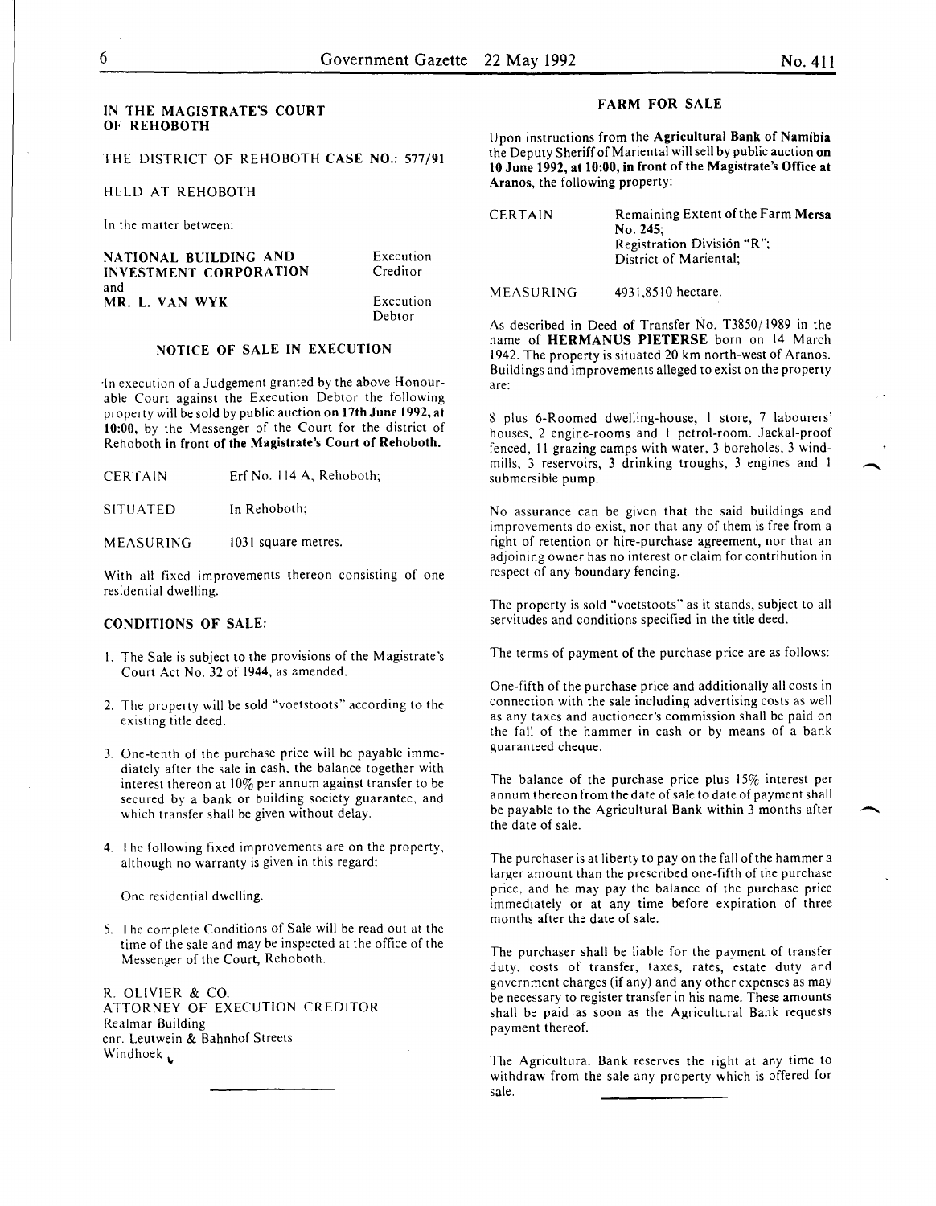IN THE MAGISTRATE'S COURT OF REHOBOTH

THE DISTRICT OF REHOBOTH **CASE NO.: 577/91**

HELD AT REHOBOTH

In the matter between:

| | |
|---|---|
| **NATIONAL BUILDING AND INVESTMENT CORPORATION** | Execution Creditor |
| and | |
| **MR. L. VAN WYK** | Execution Debtor |

## NOTICE OF SALE IN EXECUTION

In execution of a Judgement granted by the above Honourable Court against the Execution Debtor the following property will be sold by public auction **on 17th June 1992, at 10:00,** by the Messenger of the Court for the district of Rehoboth **in front of the Magistrate's Court of Rehoboth.**

| | |
|---|---|
| CERTAIN | Erf No. 114 A, Rehoboth; |
| SITUATED | In Rehoboth; |
| MEASURING | 1031 square metres. |

With all fixed improvements thereon consisting of one residential dwelling.

### CONDITIONS OF SALE:

1. The Sale is subject to the provisions of the Magistrate's Court Act No. 32 of 1944, as amended.
2. The property will be sold "voetstoots" according to the existing title deed.
3. One-tenth of the purchase price will be payable immediately after the sale in cash, the balance together with interest thereon at 10% per annum against transfer to be secured by a bank or building society guarantee, and which transfer shall be given without delay.
4. The following fixed improvements are on the property, although no warranty is given in this regard:

   One residential dwelling.

5. The complete Conditions of Sale will be read out at the time of the sale and may be inspected at the office of the Messenger of the Court, Rehoboth.

R. OLIVIER & CO.
ATTORNEY OF EXECUTION CREDITOR
Realmar Building
cnr. Leutwein & Bahnhof Streets
Windhoek

---

## FARM FOR SALE

Upon instructions from the **Agricultural Bank of Namibia** the Deputy Sheriff of Mariental will sell by public auction **on 10 June 1992, at 10:00, in front of the Magistrate's Office at Aranos,** the following property:

| | |
|---|---|
| CERTAIN | Remaining Extent of the Farm **Mersa No. 245**; Registration División "R"; District of Mariental; |
| MEASURING | 4931,8510 hectare. |

As described in Deed of Transfer No. T3850/1989 in the name of **HERMANUS PIETERSE** born on 14 March 1942. The property is situated 20 km north-west of Aranos. Buildings and improvements alleged to exist on the property are:

8 plus 6-Roomed dwelling-house, 1 store, 7 labourers' houses, 2 engine-rooms and 1 petrol-room. Jackal-proof fenced, 11 grazing camps with water, 3 boreholes, 3 windmills, 3 reservoirs, 3 drinking troughs, 3 engines and 1 submersible pump.

No assurance can be given that the said buildings and improvements do exist, nor that any of them is free from a right of retention or hire-purchase agreement, nor that an adjoining owner has no interest or claim for contribution in respect of any boundary fencing.

The property is sold "voetstoots" as it stands, subject to all servitudes and conditions specified in the title deed.

The terms of payment of the purchase price are as follows:

One-fifth of the purchase price and additionally all costs in connection with the sale including advertising costs as well as any taxes and auctioneer's commission shall be paid on the fall of the hammer in cash or by means of a bank guaranteed cheque.

The balance of the purchase price plus 15% interest per annum thereon from the date of sale to date of payment shall be payable to the Agricultural Bank within 3 months after the date of sale.

The purchaser is at liberty to pay on the fall of the hammer a larger amount than the prescribed one-fifth of the purchase price, and he may pay the balance of the purchase price immediately or at any time before expiration of three months after the date of sale.

The purchaser shall be liable for the payment of transfer duty, costs of transfer, taxes, rates, estate duty and government charges (if any) and any other expenses as may be necessary to register transfer in his name. These amounts shall be paid as soon as the Agricultural Bank requests payment thereof.

The Agricultural Bank reserves the right at any time to withdraw from the sale any property which is offered for sale.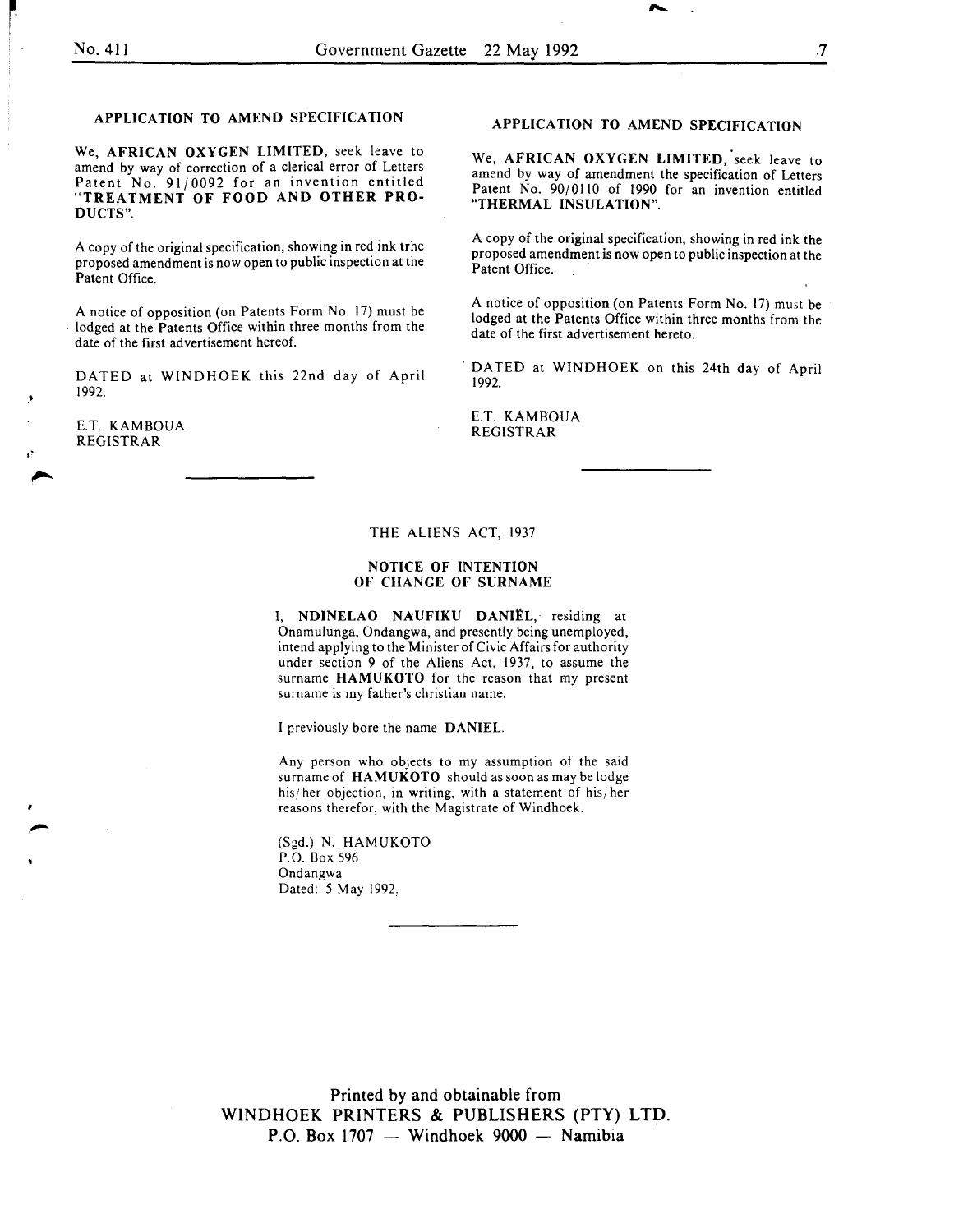### APPLICATION TO AMEND SPECIFICATION

We, **AFRICAN OXYGEN LIMITED**, seek leave to amend by way of correction of a clerical error of Letters Patent No. 91/0092 for an invention entitled **"TREATMENT OF FOOD AND OTHER PRODUCTS"**.

A copy of the original specification, showing in red ink trhe proposed amendment is now open to public inspection at the Patent Office.

A notice of opposition (on Patents Form No. 17) must be lodged at the Patents Office within three months from the date of the first advertisement hereof.

DATED at WINDHOEK this 22nd day of April 1992.

E.T. KAMBOUA
REGISTRAR

---

### APPLICATION TO AMEND SPECIFICATION

We, **AFRICAN OXYGEN LIMITED**, seek leave to amend by way of amendment the specification of Letters Patent No. 90/0110 of 1990 for an invention entitled **"THERMAL INSULATION"**.

A copy of the original specification, showing in red ink the proposed amendment is now open to public inspection at the Patent Office.

A notice of opposition (on Patents Form No. 17) must be lodged at the Patents Office within three months from the date of the first advertisement hereto.

DATED at WINDHOEK on this 24th day of April 1992.

E.T. KAMBOUA
REGISTRAR

---

THE ALIENS ACT, 1937

### NOTICE OF INTENTION OF CHANGE OF SURNAME

I, **NDINELAO NAUFIKU DANIËL**, residing at Onamulunga, Ondangwa, and presently being unemployed, intend applying to the Minister of Civic Affairs for authority under section 9 of the Aliens Act, 1937, to assume the surname **HAMUKOTO** for the reason that my present surname is my father's christian name.

I previously bore the name **DANIEL**.

Any person who objects to my assumption of the said surname of **HAMUKOTO** should as soon as may be lodge his/her objection, in writing, with a statement of his/her reasons therefor, with the Magistrate of Windhoek.

(Sgd.) N. HAMUKOTO
P.O. Box 596
Ondangwa
Dated: 5 May 1992.

---

Printed by and obtainable from
WINDHOEK PRINTERS & PUBLISHERS (PTY) LTD.
P.O. Box 1707 — Windhoek 9000 — Namibia